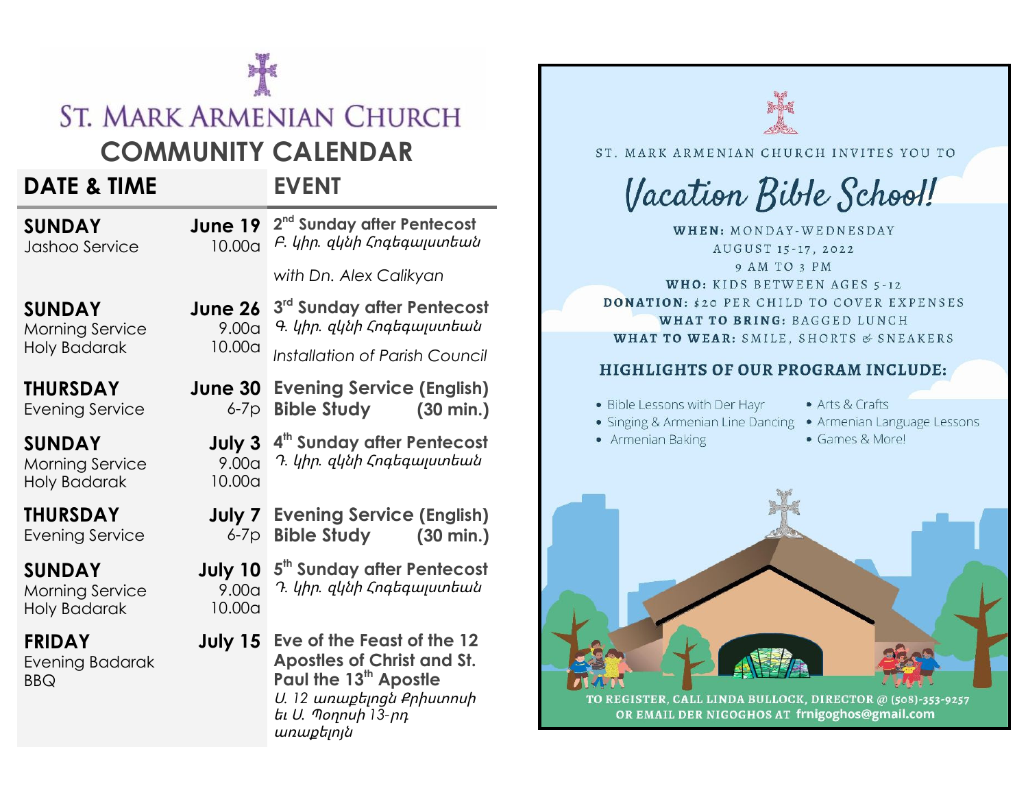# ST. MARK ARMENIAN CHURCH

## COMMUNITY CALENDAR

| DATE & TIME | | EVENT |
|---|---|---|
| **SUNDAY**<br>Jashoo Service | **June 19**<br>10.00a | **2nd Sunday after Pentecost**<br>*Բ. կիր. զկնի Հոգեգալստեան*<br>*with Dn. Alex Calikyan* |
| **SUNDAY**<br>Morning Service<br>Holy Badarak | **June 26**<br>9.00a<br>10.00a | **3rd Sunday after Pentecost**<br>*Գ. կիր. զկնի Հոգեգալստեան*<br>*Installation of Parish Council* |
| **THURSDAY**<br>Evening Service | **June 30**<br>6-7p | **Evening Service (English)**<br>**Bible Study (30 min.)** |
| **SUNDAY**<br>Morning Service<br>Holy Badarak | **July 3**<br>9.00a<br>10.00a | **4th Sunday after Pentecost**<br>*Դ. կիր. զկնի Հոգեգալստեան* |
| **THURSDAY**<br>Evening Service | **July 7**<br>6-7p | **Evening Service (English)**<br>**Bible Study (30 min.)** |
| **SUNDAY**<br>Morning Service<br>Holy Badarak | **July 10**<br>9.00a<br>10.00a | **5th Sunday after Pentecost**<br>*Դ. կիր. զկնի Հոգեգալստեան* |
| **FRIDAY**<br>Evening Badarak<br>BBQ | **July 15** | **Eve of the Feast of the 12 Apostles of Christ and St. Paul the 13th Apostle**<br>*Ս. 12 առաքելոցն Քրիստոսի եւ Ս. Պօղոսի 13-րդ առաքելոյն* |

ST. MARK ARMENIAN CHURCH INVITES YOU TO

# *Vacation Bible School!*

**WHEN:** MONDAY-WEDNESDAY
AUGUST 15-17, 2022
9 AM TO 3 PM
**WHO:** KIDS BETWEEN AGES 5-12
**DONATION:** $20 PER CHILD TO COVER EXPENSES
**WHAT TO BRING:** BAGGED LUNCH
**WHAT TO WEAR:** SMILE, SHORTS & SNEAKERS

## HIGHLIGHTS OF OUR PROGRAM INCLUDE:

- Bible Lessons with Der Hayr
- Singing & Armenian Line Dancing
- Armenian Baking
- Arts & Crafts
- Armenian Language Lessons
- Games & More!

**TO REGISTER, CALL LINDA BULLOCK, DIRECTOR @ (508)-353-9257 OR EMAIL DER NIGOGHOS AT frnigoghos@gmail.com**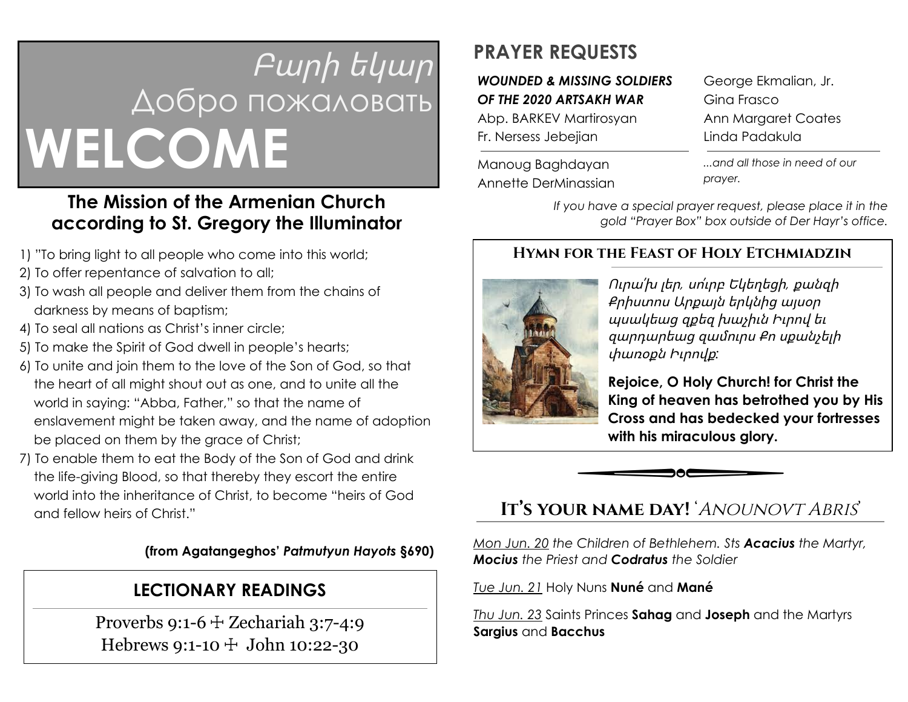# Բարի եկար
# Добро пожаловать
# WELCOME

## The Mission of the Armenian Church according to St. Gregory the Illuminator

1) "To bring light to all people who come into this world;
2) To offer repentance of salvation to all;
3) To wash all people and deliver them from the chains of darkness by means of baptism;
4) To seal all nations as Christ's inner circle;
5) To make the Spirit of God dwell in people's hearts;
6) To unite and join them to the love of the Son of God, so that the heart of all might shout out as one, and to unite all the world in saying: "Abba, Father," so that the name of enslavement might be taken away, and the name of adoption be placed on them by the grace of Christ;
7) To enable them to eat the Body of the Son of God and drink the life-giving Blood, so that thereby they escort the entire world into the inheritance of Christ, to become "heirs of God and fellow heirs of Christ."

**(from Agatangeghos' *Patmutyun Hayots* §690)**

## LECTIONARY READINGS

Proverbs 9:1-6 ☩ Zechariah 3:7-4:9
Hebrews 9:1-10 ☩ John 10:22-30

## PRAYER REQUESTS

***WOUNDED & MISSING SOLDIERS OF THE 2020 ARTSAKH WAR***

Abp. BARKEV Martirosyan
Fr. Nersess Jebejian

Manoug Baghdayan
Annette DerMinassian

George Ekmalian, Jr.
Gina Frasco
Ann Margaret Coates
Linda Padakula

*...and all those in need of our prayer.*

*If you have a special prayer request, please place it in the gold "Prayer Box" box outside of Der Hayr's office.*

## Hymn for the Feast of Holy Etchmiadzin

*Ուրա՛խ լեր, սո՛ւրբ Եկեղեցի, քանզի Քրիստոս Արքայն երկնից այսօր պսակեաց զքեզ խաչիւն Իւրով եւ զարդարեաց զամուրս Քո սքանչելի փառօքն Իւրովք:*

**Rejoice, O Holy Church! for Christ the King of heaven has betrothed you by His Cross and has bedecked your fortresses with his miraculous glory.**

## It's your name day! '*Anounovt Abris*'

*Mon Jun. 20 the Children of Bethlehem. Sts **Acacius** the Martyr, **Mocius** the Priest and **Codratus** the Soldier*

Tue Jun. 21 Holy Nuns **Nuné** and **Mané**

Thu Jun. 23 Saints Princes **Sahag** and **Joseph** and the Martyrs **Sargius** and **Bacchus**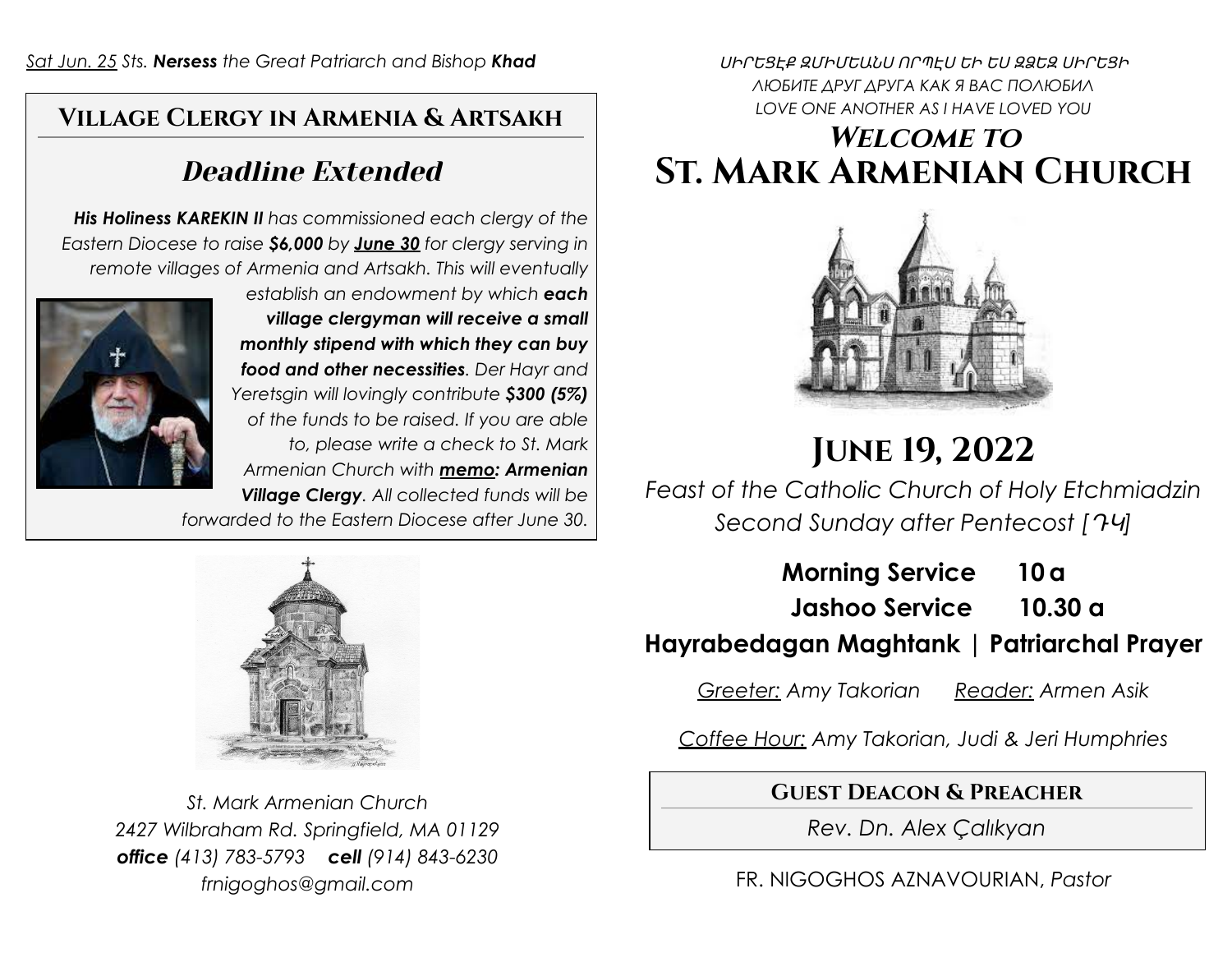<u>Sat Jun. 25</u> Sts. ***Nersess*** *the Great Patriarch and Bishop* ***Khad***

## Village Clergy in Armenia & Artsakh

### *Deadline Extended*

***His Holiness KAREKIN II*** *has commissioned each clergy of the Eastern Diocese to raise* ***$6,000*** *by* ***<u>June 30</u>*** *for clergy serving in remote villages of Armenia and Artsakh. This will eventually establish an endowment by which* ***each village clergyman will receive a small monthly stipend with which they can buy food and other necessities****. Der Hayr and Yeretsgin will lovingly contribute* ***$300 (5%)*** *of the funds to be raised. If you are able to, please write a check to St. Mark Armenian Church with* ***<u>memo</u>: Armenian Village Clergy****. All collected funds will be forwarded to the Eastern Diocese after June 30.*

*St. Mark Armenian Church*
*2427 Wilbraham Rd. Springfield, MA 01129*
***office*** *(413) 783-5793* ***cell*** *(914) 843-6230*
*frnigoghos@gmail.com*

*ՍԻՐԵՑԷՔ ԶՄԻՄԵԱՆՍ ՈՐՊԷՍ ԵՒ ԵՍ ՋՁԵԶ ՍԻՐԵՑԻ*
*ЛЮБИТЕ ДРУГ ДРУГА КАК Я ВАС ПОЛЮБИЛ*
*LOVE ONE ANOTHER AS I HAVE LOVED YOU*

# *Welcome to*
# St. Mark Armenian Church

# June 19, 2022

*Feast of the Catholic Church of Holy Etchmiadzin*
*Second Sunday after Pentecost [ԴԿ]*

**Morning Service 10 a**
**Jashoo Service 10.30 a**
**Hayrabedagan Maghtank | Patriarchal Prayer**

<u>Greeter:</u> *Amy Takorian* <u>Reader:</u> *Armen Asik*

<u>Coffee Hour:</u> *Amy Takorian, Judi & Jeri Humphries*

### Guest Deacon & Preacher

*Rev. Dn. Alex Çalıkyan*

FR. NIGOGHOS AZNAVOURIAN, *Pastor*